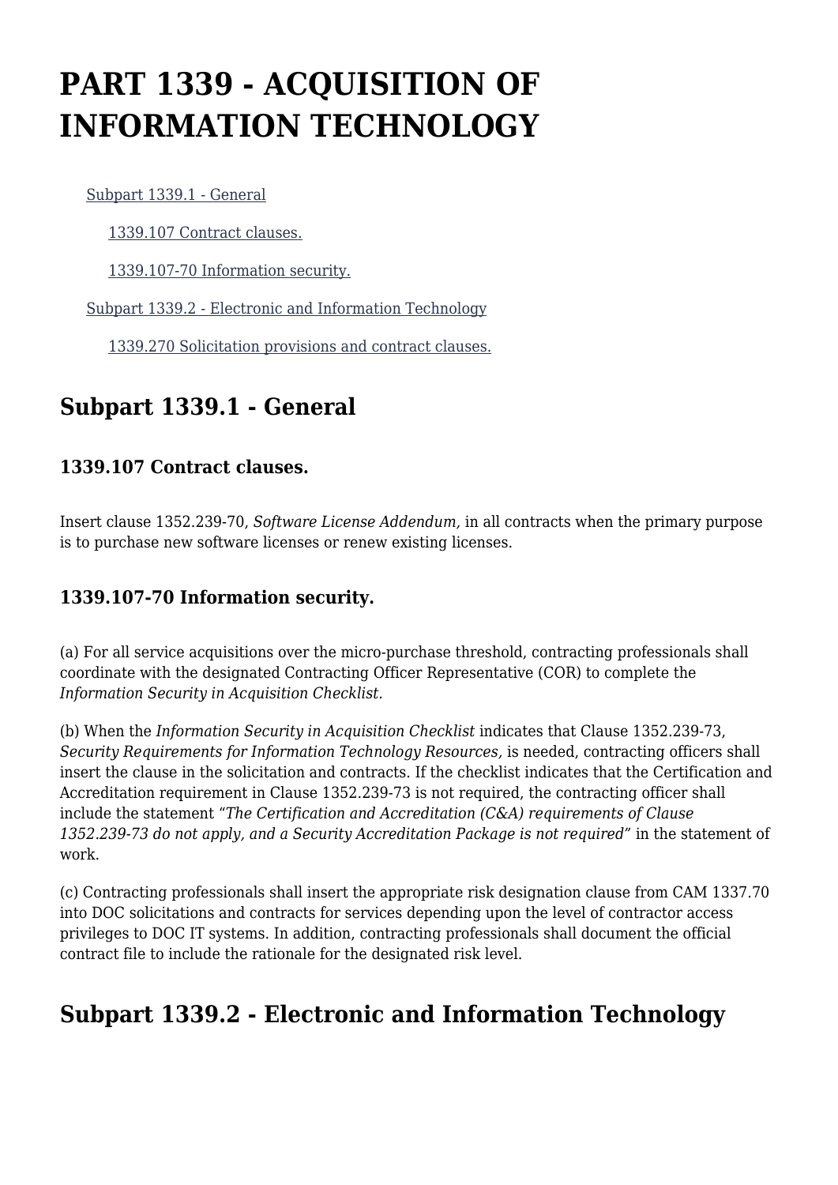# PART 1339 - ACQUISITION OF INFORMATION TECHNOLOGY

- Subpart 1339.1 - General
  - 1339.107 Contract clauses.
  - 1339.107-70 Information security.
- Subpart 1339.2 - Electronic and Information Technology
  - 1339.270 Solicitation provisions and contract clauses.

## Subpart 1339.1 - General

### 1339.107 Contract clauses.

Insert clause 1352.239-70, *Software License Addendum,* in all contracts when the primary purpose is to purchase new software licenses or renew existing licenses.

### 1339.107-70 Information security.

(a) For all service acquisitions over the micro-purchase threshold, contracting professionals shall coordinate with the designated Contracting Officer Representative (COR) to complete the *Information Security in Acquisition Checklist.*

(b) When the *Information Security in Acquisition Checklist* indicates that Clause 1352.239-73, *Security Requirements for Information Technology Resources,* is needed, contracting officers shall insert the clause in the solicitation and contracts. If the checklist indicates that the Certification and Accreditation requirement in Clause 1352.239-73 is not required, the contracting officer shall include the statement *"The Certification and Accreditation (C&A) requirements of Clause 1352.239-73 do not apply, and a Security Accreditation Package is not required"* in the statement of work.

(c) Contracting professionals shall insert the appropriate risk designation clause from CAM 1337.70 into DOC solicitations and contracts for services depending upon the level of contractor access privileges to DOC IT systems. In addition, contracting professionals shall document the official contract file to include the rationale for the designated risk level.

## Subpart 1339.2 - Electronic and Information Technology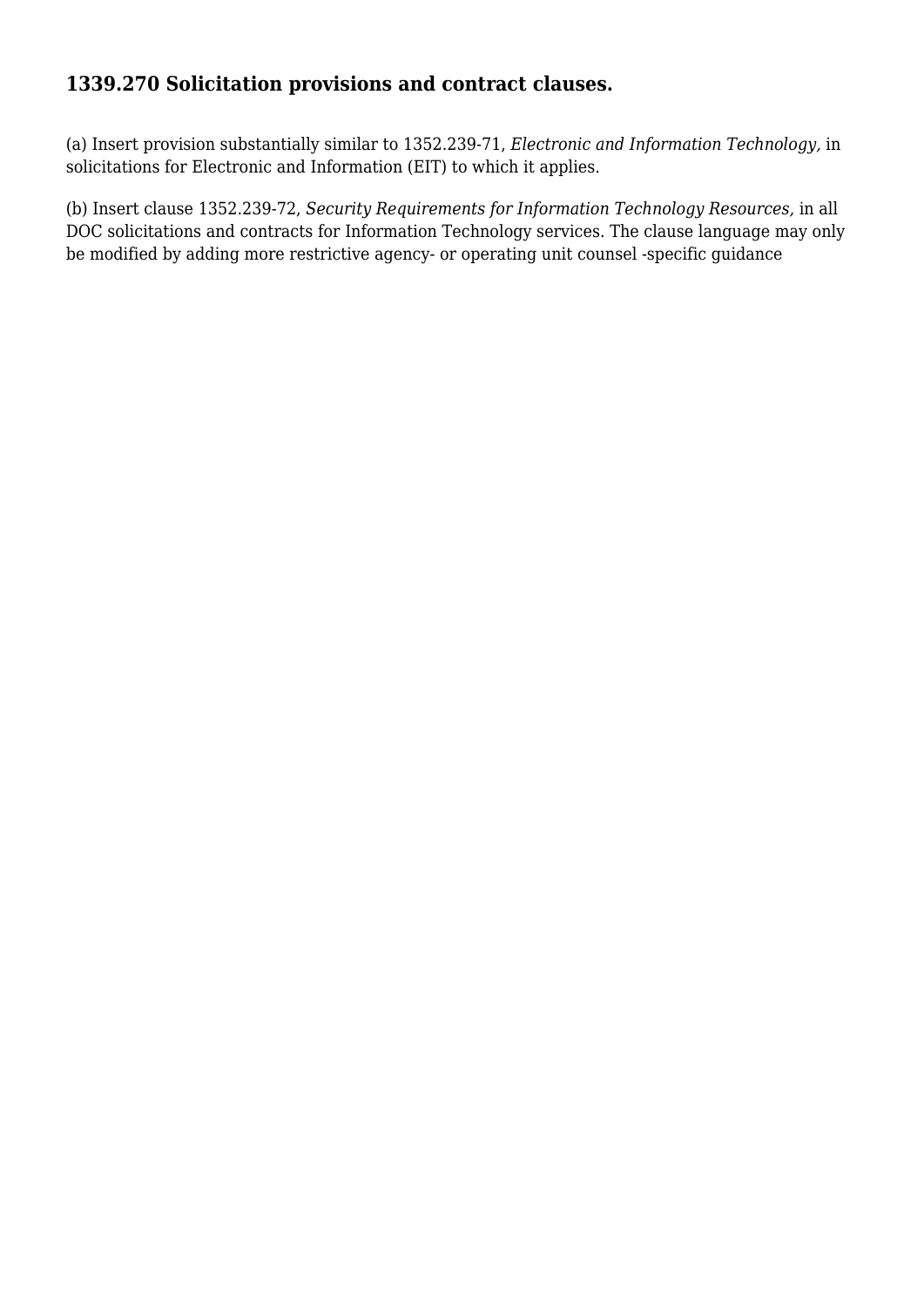## 1339.270 Solicitation provisions and contract clauses.

(a) Insert provision substantially similar to 1352.239-71, *Electronic and Information Technology,* in solicitations for Electronic and Information (EIT) to which it applies.

(b) Insert clause 1352.239-72, *Security Requirements for Information Technology Resources,* in all DOC solicitations and contracts for Information Technology services. The clause language may only be modified by adding more restrictive agency- or operating unit counsel -specific guidance